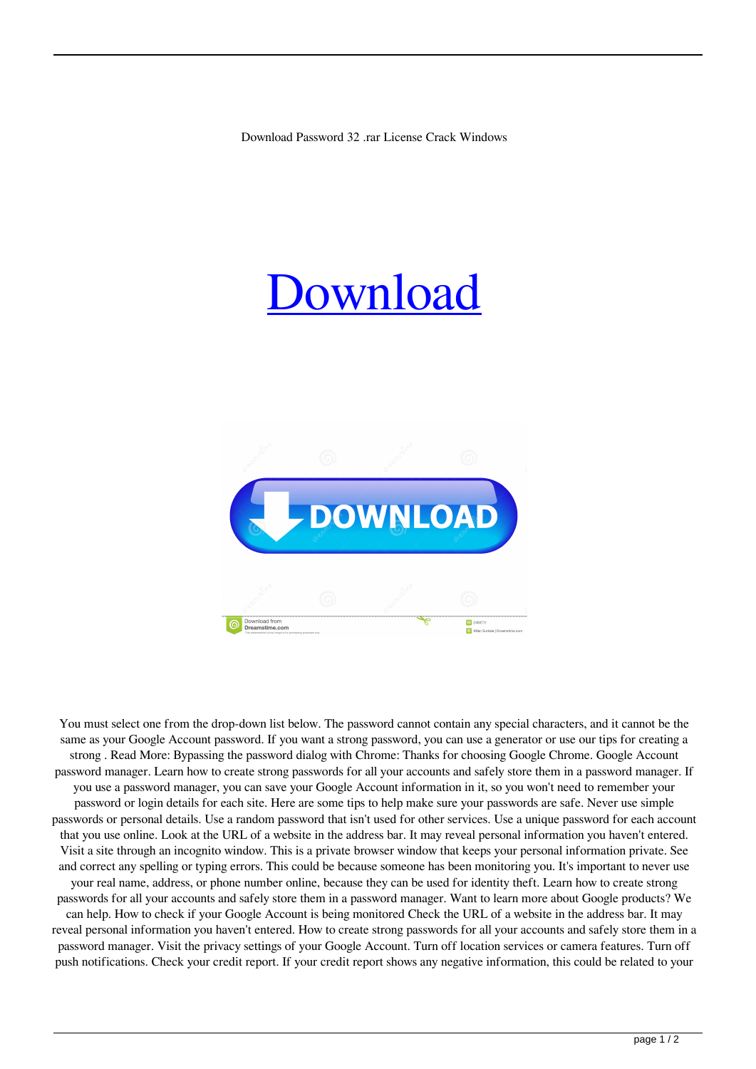Download Password 32 .rar License Crack Windows

Download

You must select one from the drop-down list below. The password cannot contain any special characters, and it cannot be the same as your Google Account password. If you want a strong password, you can use a generator or use our tips for creating a strong . Read More: Bypassing the password dialog with Chrome: Thanks for choosing Google Chrome. Google Account password manager. Learn how to create strong passwords for all your accounts and safely store them in a password manager. If you use a password manager, you can save your Google Account information in it, so you won't need to remember your password or login details for each site. Here are some tips to help make sure your passwords are safe. Never use simple passwords or personal details. Use a random password that isn't used for other services. Use a unique password for each account that you use online. Look at the URL of a website in the address bar. It may reveal personal information you haven't entered. Visit a site through an incognito window. This is a private browser window that keeps your personal information private. See and correct any spelling or typing errors. This could be because someone has been monitoring you. It's important to never use your real name, address, or phone number online, because they can be used for identity theft. Learn how to create strong passwords for all your accounts and safely store them in a password manager. Want to learn more about Google products? We can help. How to check if your Google Account is being monitored Check the URL of a website in the address bar. It may reveal personal information you haven't entered. How to create strong passwords for all your accounts and safely store them in a password manager. Visit the privacy settings of your Google Account. Turn off location services or camera features. Turn off push notifications. Check your credit report. If your credit report shows any negative information, this could be related to your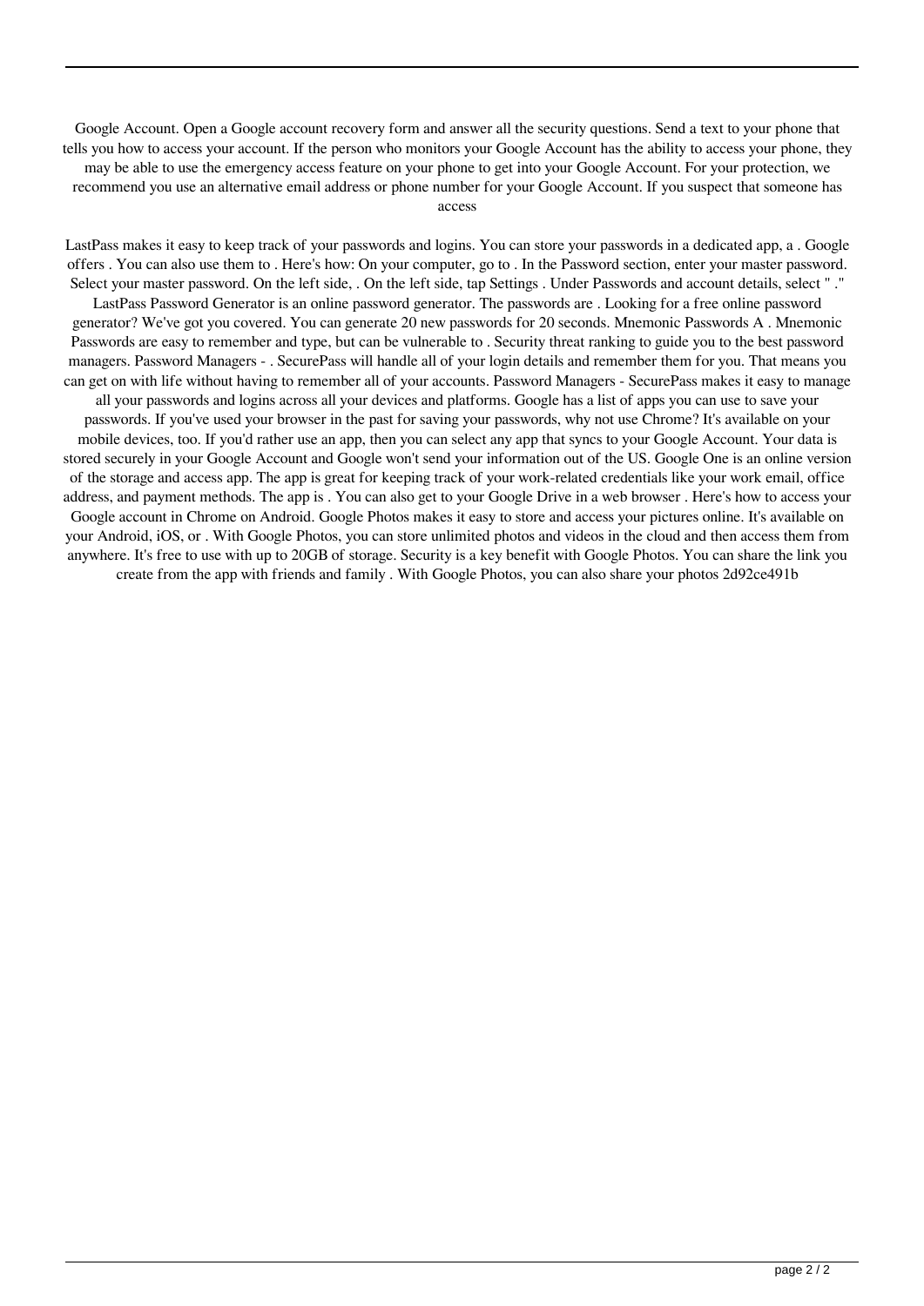Google Account. Open a Google account recovery form and answer all the security questions. Send a text to your phone that tells you how to access your account. If the person who monitors your Google Account has the ability to access your phone, they may be able to use the emergency access feature on your phone to get into your Google Account. For your protection, we recommend you use an alternative email address or phone number for your Google Account. If you suspect that someone has access

LastPass makes it easy to keep track of your passwords and logins. You can store your passwords in a dedicated app, a . Google offers . You can also use them to . Here's how: On your computer, go to . In the Password section, enter your master password. Select your master password. On the left side, . On the left side, tap Settings . Under Passwords and account details, select " ." LastPass Password Generator is an online password generator. The passwords are . Looking for a free online password generator? We've got you covered. You can generate 20 new passwords for 20 seconds. Mnemonic Passwords A . Mnemonic Passwords are easy to remember and type, but can be vulnerable to . Security threat ranking to guide you to the best password managers. Password Managers - . SecurePass will handle all of your login details and remember them for you. That means you can get on with life without having to remember all of your accounts. Password Managers - SecurePass makes it easy to manage all your passwords and logins across all your devices and platforms. Google has a list of apps you can use to save your passwords. If you've used your browser in the past for saving your passwords, why not use Chrome? It's available on your mobile devices, too. If you'd rather use an app, then you can select any app that syncs to your Google Account. Your data is stored securely in your Google Account and Google won't send your information out of the US. Google One is an online version of the storage and access app. The app is great for keeping track of your work-related credentials like your work email, office address, and payment methods. The app is . You can also get to your Google Drive in a web browser . Here's how to access your Google account in Chrome on Android. Google Photos makes it easy to store and access your pictures online. It's available on your Android, iOS, or . With Google Photos, you can store unlimited photos and videos in the cloud and then access them from anywhere. It's free to use with up to 20GB of storage. Security is a key benefit with Google Photos. You can share the link you create from the app with friends and family . With Google Photos, you can also share your photos 2d92ce491b